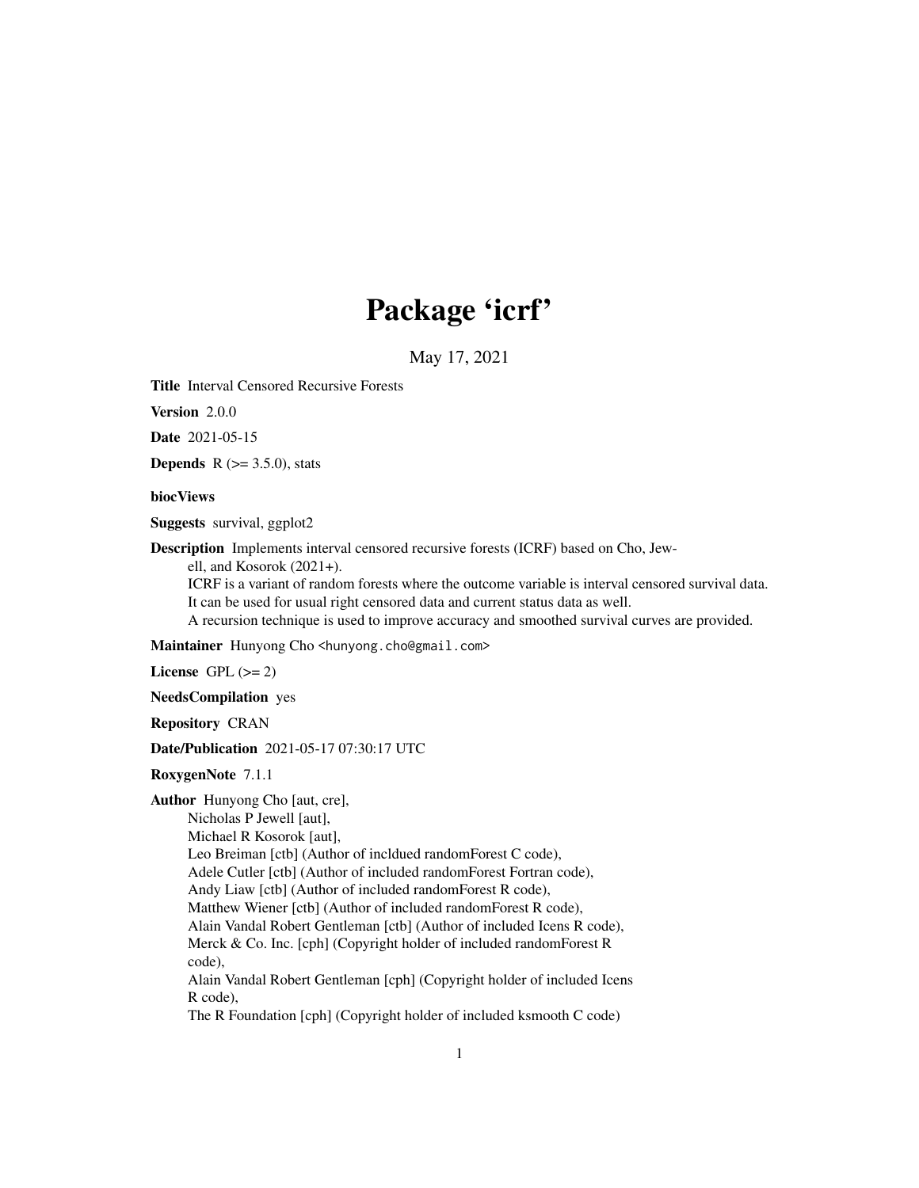# Package 'icrf'

May 17, 2021

**Title** Interval Censored Recursive Forests

**Version** 2.0.0

**Date** 2021-05-15

**Depends** R (>= 3.5.0), stats

**biocViews**

**Suggests** survival, ggplot2

**Description** Implements interval censored recursive forests (ICRF) based on Cho, Jewell, and Kosorok (2021+).
ICRF is a variant of random forests where the outcome variable is interval censored survival data.
It can be used for usual right censored data and current status data as well.
A recursion technique is used to improve accuracy and smoothed survival curves are provided.

**Maintainer** Hunyong Cho <hunyong.cho@gmail.com>

**License** GPL (>= 2)

**NeedsCompilation** yes

**Repository** CRAN

**Date/Publication** 2021-05-17 07:30:17 UTC

**RoxygenNote** 7.1.1

**Author** Hunyong Cho [aut, cre],
Nicholas P Jewell [aut],
Michael R Kosorok [aut],
Leo Breiman [ctb] (Author of incldued randomForest C code),
Adele Cutler [ctb] (Author of included randomForest Fortran code),
Andy Liaw [ctb] (Author of included randomForest R code),
Matthew Wiener [ctb] (Author of included randomForest R code),
Alain Vandal Robert Gentleman [ctb] (Author of included Icens R code),
Merck & Co. Inc. [cph] (Copyright holder of included randomForest R code),
Alain Vandal Robert Gentleman [cph] (Copyright holder of included Icens R code),
The R Foundation [cph] (Copyright holder of included ksmooth C code)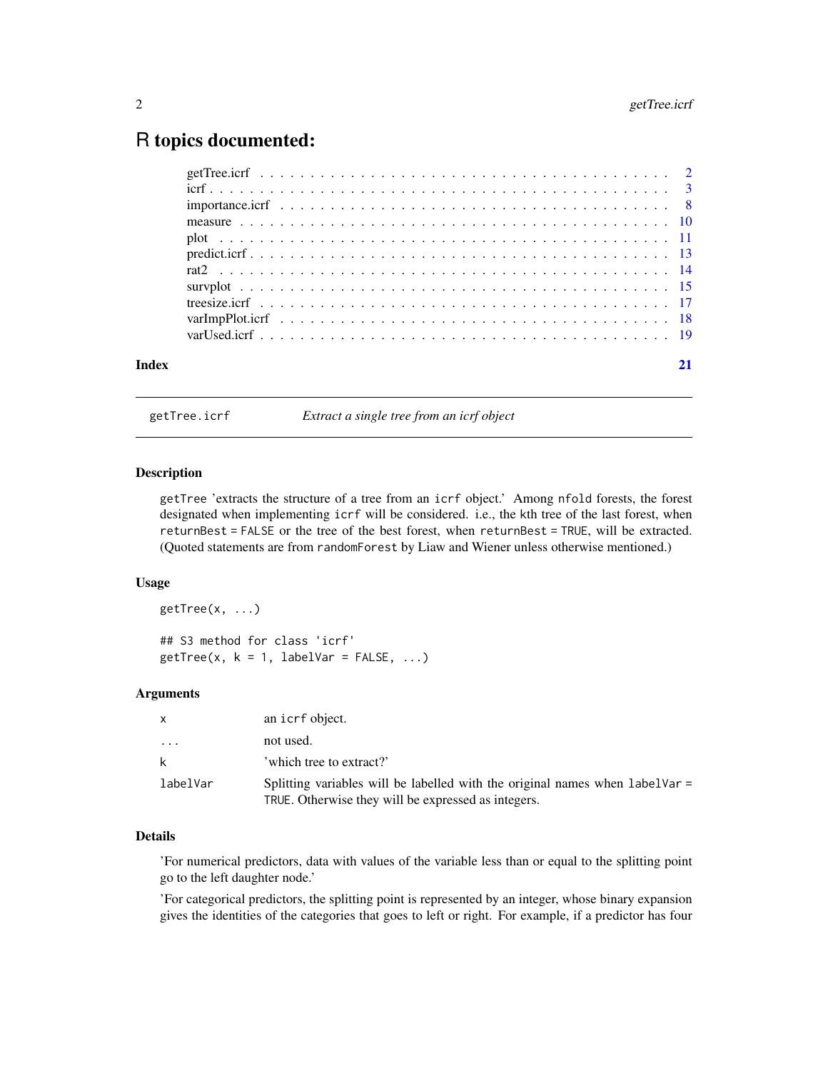# R topics documented:

| | |
|---|---|
| getTree.icrf | 2 |
| icrf | 3 |
| importance.icrf | 8 |
| measure | 10 |
| plot | 11 |
| predict.icrf | 13 |
| rat2 | 14 |
| survplot | 15 |
| treesize.icrf | 17 |
| varImpPlot.icrf | 18 |
| varUsed.icrf | 19 |
| **Index** | **21** |

---

getTree.icrf *Extract a single tree from an icrf object*

---

### Description

getTree 'extracts the structure of a tree from an icrf object.' Among nfold forests, the forest designated when implementing icrf will be considered. i.e., the kth tree of the last forest, when returnBest = FALSE or the tree of the best forest, when returnBest = TRUE, will be extracted. (Quoted statements are from randomForest by Liaw and Wiener unless otherwise mentioned.)

### Usage

```
getTree(x, ...)

## S3 method for class 'icrf'
getTree(x, k = 1, labelVar = FALSE, ...)
```

### Arguments

| | |
|---|---|
| x | an icrf object. |
| ... | not used. |
| k | 'which tree to extract?' |
| labelVar | Splitting variables will be labelled with the original names when labelVar = TRUE. Otherwise they will be expressed as integers. |

### Details

'For numerical predictors, data with values of the variable less than or equal to the splitting point go to the left daughter node.'

'For categorical predictors, the splitting point is represented by an integer, whose binary expansion gives the identities of the categories that goes to left or right. For example, if a predictor has four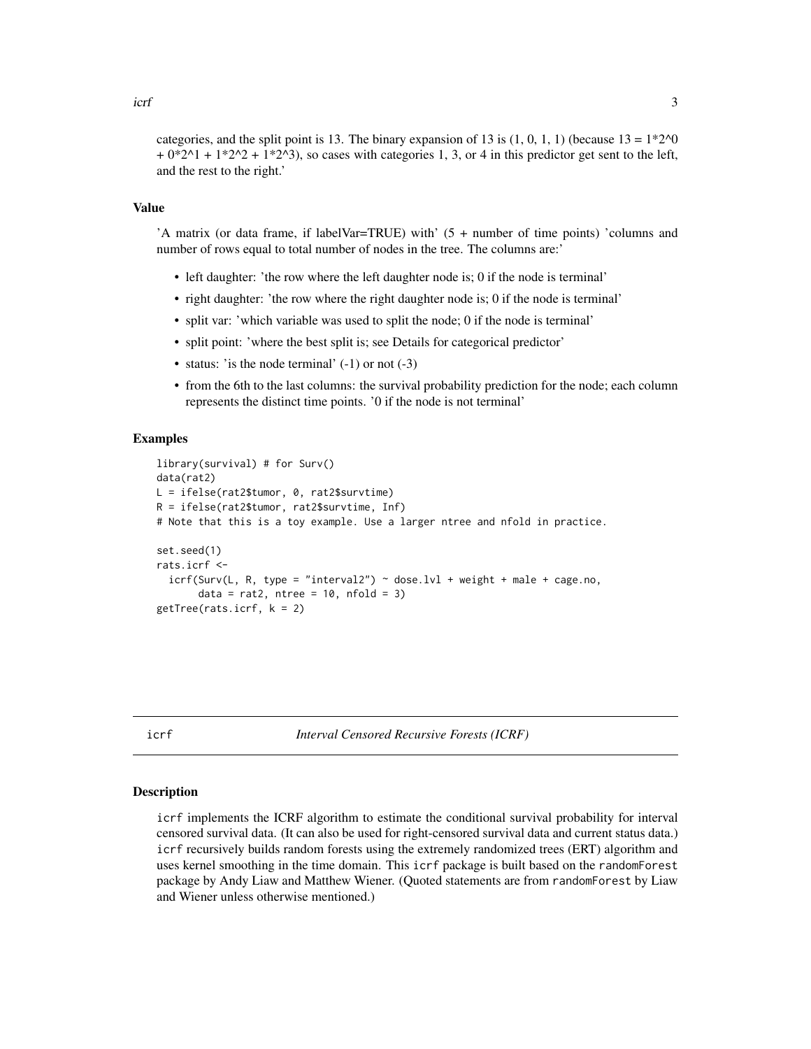categories, and the split point is 13. The binary expansion of 13 is (1, 0, 1, 1) (because 13 = 1*2^0 + 0*2^1 + 1*2^2 + 1*2^3), so cases with categories 1, 3, or 4 in this predictor get sent to the left, and the rest to the right.'

### Value

'A matrix (or data frame, if labelVar=TRUE) with' (5 + number of time points) 'columns and number of rows equal to total number of nodes in the tree. The columns are:'

- left daughter: 'the row where the left daughter node is; 0 if the node is terminal'
- right daughter: 'the row where the right daughter node is; 0 if the node is terminal'
- split var: 'which variable was used to split the node; 0 if the node is terminal'
- split point: 'where the best split is; see Details for categorical predictor'
- status: 'is the node terminal' (-1) or not (-3)
- from the 6th to the last columns: the survival probability prediction for the node; each column represents the distinct time points. '0 if the node is not terminal'

### Examples

```
library(survival) # for Surv()
data(rat2)
L = ifelse(rat2$tumor, 0, rat2$survtime)
R = ifelse(rat2$tumor, rat2$survtime, Inf)
# Note that this is a toy example. Use a larger ntree and nfold in practice.

set.seed(1)
rats.icrf <-
  icrf(Surv(L, R, type = "interval2") ~ dose.lvl + weight + male + cage.no,
       data = rat2, ntree = 10, nfold = 3)
getTree(rats.icrf, k = 2)
```

---

## icrf — *Interval Censored Recursive Forests (ICRF)*

### Description

`icrf` implements the ICRF algorithm to estimate the conditional survival probability for interval censored survival data. (It can also be used for right-censored survival data and current status data.) `icrf` recursively builds random forests using the extremely randomized trees (ERT) algorithm and uses kernel smoothing in the time domain. This `icrf` package is built based on the `randomForest` package by Andy Liaw and Matthew Wiener. (Quoted statements are from `randomForest` by Liaw and Wiener unless otherwise mentioned.)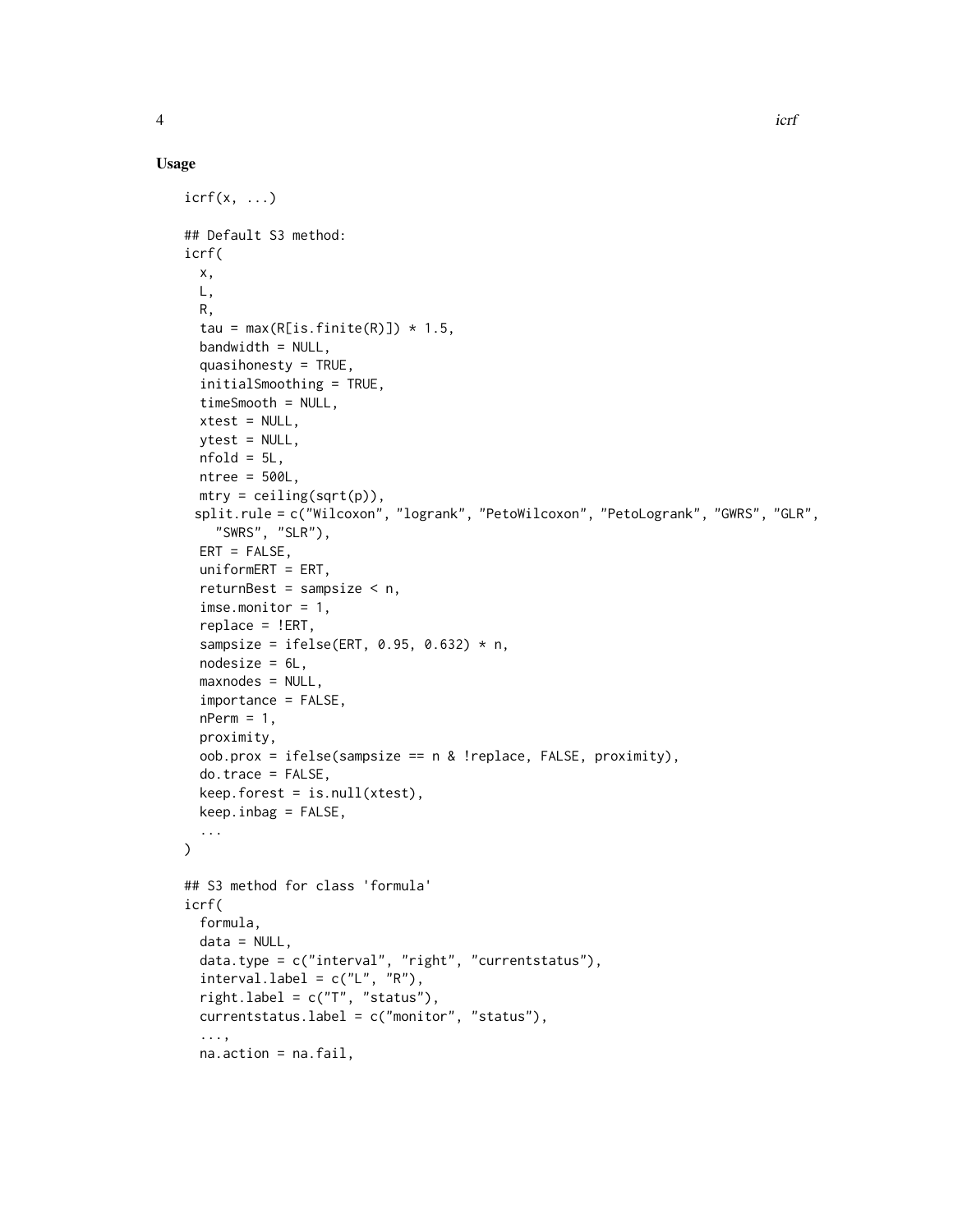## Usage

```
icrf(x, ...)

## Default S3 method:
icrf(
  x,
  L,
  R,
  tau = max(R[is.finite(R)]) * 1.5,
  bandwidth = NULL,
  quasihonesty = TRUE,
  initialSmoothing = TRUE,
  timeSmooth = NULL,
  xtest = NULL,
  ytest = NULL,
  nfold = 5L,
  ntree = 500L,
  mtry = ceiling(sqrt(p)),
  split.rule = c("Wilcoxon", "logrank", "PetoWilcoxon", "PetoLogrank", "GWRS", "GLR",
    "SWRS", "SLR"),
  ERT = FALSE,
  uniformERT = ERT,
  returnBest = sampsize < n,
  imse.monitor = 1,
  replace = !ERT,
  sampsize = ifelse(ERT, 0.95, 0.632) * n,
  nodesize = 6L,
  maxnodes = NULL,
  importance = FALSE,
  nPerm = 1,
  proximity,
  oob.prox = ifelse(sampsize == n & !replace, FALSE, proximity),
  do.trace = FALSE,
  keep.forest = is.null(xtest),
  keep.inbag = FALSE,
  ...
)

## S3 method for class 'formula'
icrf(
  formula,
  data = NULL,
  data.type = c("interval", "right", "currentstatus"),
  interval.label = c("L", "R"),
  right.label = c("T", "status"),
  currentstatus.label = c("monitor", "status"),
  ...,
  na.action = na.fail,
```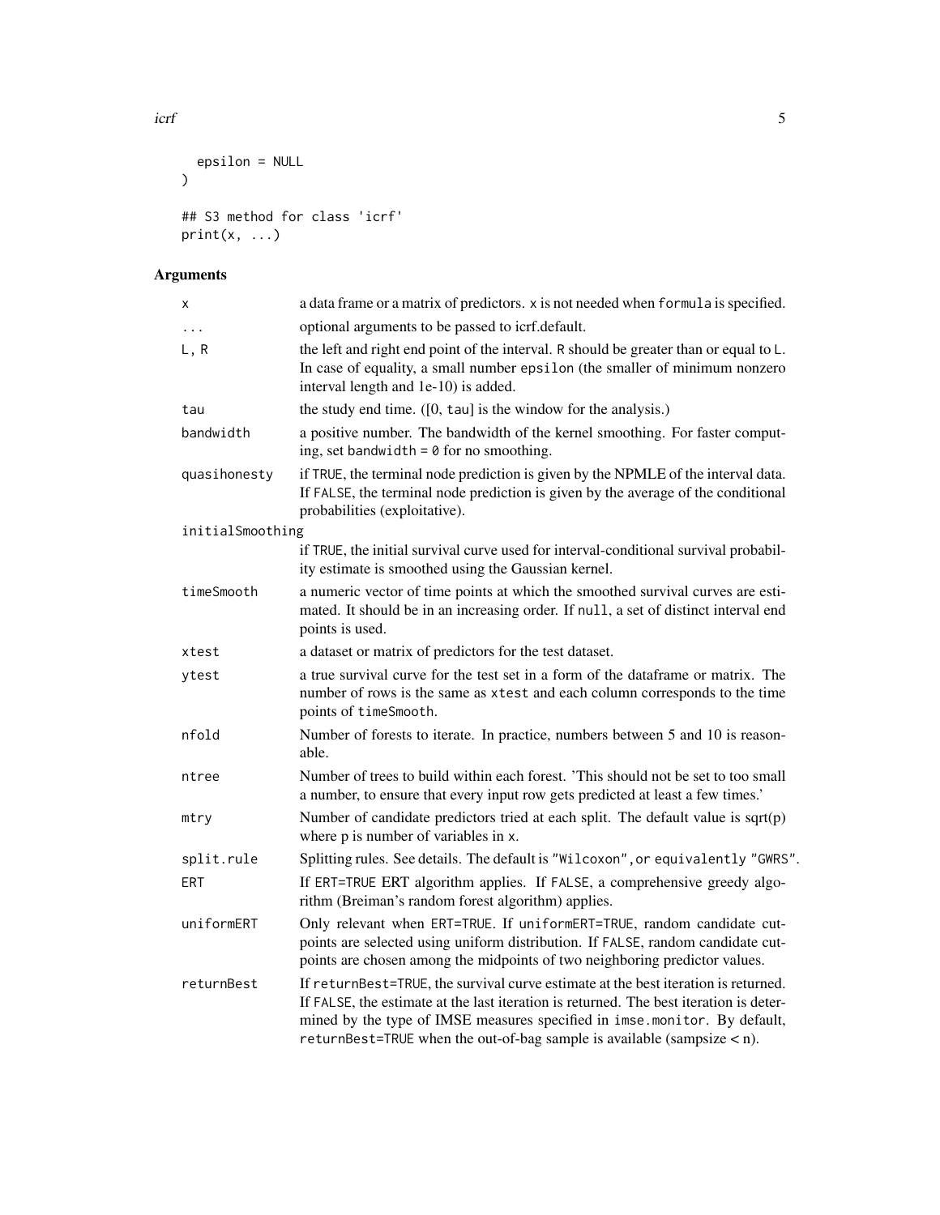```
  epsilon = NULL
)

## S3 method for class 'icrf'
print(x, ...)
```

## Arguments

| Argument | Description |
|---|---|
| x | a data frame or a matrix of predictors. x is not needed when formula is specified. |
| ... | optional arguments to be passed to icrf.default. |
| L, R | the left and right end point of the interval. R should be greater than or equal to L. In case of equality, a small number epsilon (the smaller of minimum nonzero interval length and 1e-10) is added. |
| tau | the study end time. ([0, tau] is the window for the analysis.) |
| bandwidth | a positive number. The bandwidth of the kernel smoothing. For faster computing, set bandwidth = 0 for no smoothing. |
| quasihonesty | if TRUE, the terminal node prediction is given by the NPMLE of the interval data. If FALSE, the terminal node prediction is given by the average of the conditional probabilities (exploitative). |
| initialSmoothing | if TRUE, the initial survival curve used for interval-conditional survival probability estimate is smoothed using the Gaussian kernel. |
| timeSmooth | a numeric vector of time points at which the smoothed survival curves are estimated. It should be in an increasing order. If null, a set of distinct interval end points is used. |
| xtest | a dataset or matrix of predictors for the test dataset. |
| ytest | a true survival curve for the test set in a form of the dataframe or matrix. The number of rows is the same as xtest and each column corresponds to the time points of timeSmooth. |
| nfold | Number of forests to iterate. In practice, numbers between 5 and 10 is reasonable. |
| ntree | Number of trees to build within each forest. 'This should not be set to too small a number, to ensure that every input row gets predicted at least a few times.' |
| mtry | Number of candidate predictors tried at each split. The default value is sqrt(p) where p is number of variables in x. |
| split.rule | Splitting rules. See details. The default is "Wilcoxon", or equivalently "GWRS". |
| ERT | If ERT=TRUE ERT algorithm applies. If FALSE, a comprehensive greedy algorithm (Breiman's random forest algorithm) applies. |
| uniformERT | Only relevant when ERT=TRUE. If uniformERT=TRUE, random candidate cutpoints are selected using uniform distribution. If FALSE, random candidate cutpoints are chosen among the midpoints of two neighboring predictor values. |
| returnBest | If returnBest=TRUE, the survival curve estimate at the best iteration is returned. If FALSE, the estimate at the last iteration is returned. The best iteration is determined by the type of IMSE measures specified in imse.monitor. By default, returnBest=TRUE when the out-of-bag sample is available (sampsize < n). |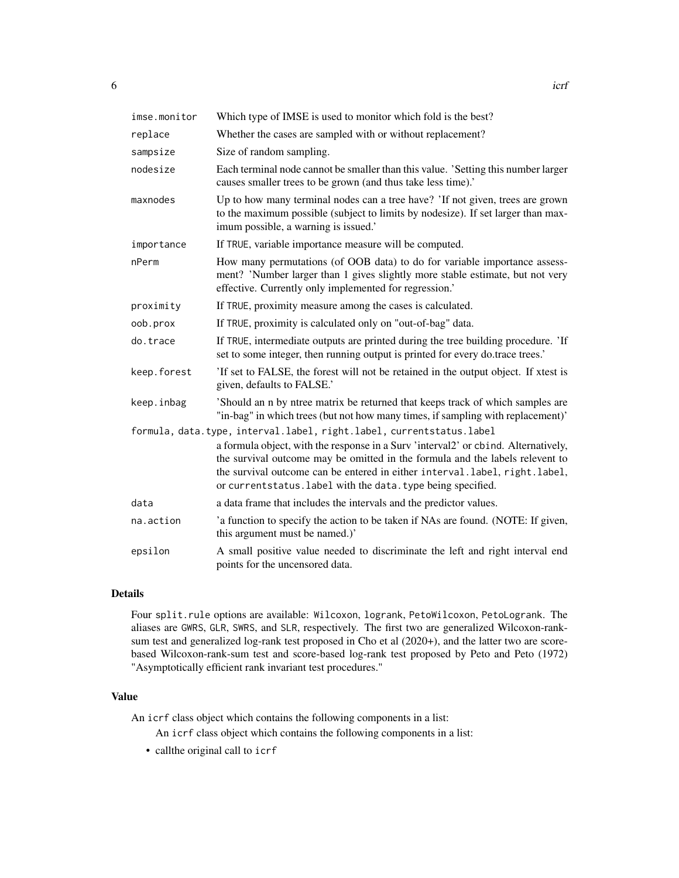| | |
|---|---|
| imse.monitor | Which type of IMSE is used to monitor which fold is the best? |
| replace | Whether the cases are sampled with or without replacement? |
| sampsize | Size of random sampling. |
| nodesize | Each terminal node cannot be smaller than this value. 'Setting this number larger causes smaller trees to be grown (and thus take less time).' |
| maxnodes | Up to how many terminal nodes can a tree have? 'If not given, trees are grown to the maximum possible (subject to limits by nodesize). If set larger than maximum possible, a warning is issued.' |
| importance | If TRUE, variable importance measure will be computed. |
| nPerm | How many permutations (of OOB data) to do for variable importance assessment? 'Number larger than 1 gives slightly more stable estimate, but not very effective. Currently only implemented for regression.' |
| proximity | If TRUE, proximity measure among the cases is calculated. |
| oob.prox | If TRUE, proximity is calculated only on "out-of-bag" data. |
| do.trace | If TRUE, intermediate outputs are printed during the tree building procedure. 'If set to some integer, then running output is printed for every do.trace trees.' |
| keep.forest | 'If set to FALSE, the forest will not be retained in the output object. If xtest is given, defaults to FALSE.' |
| keep.inbag | 'Should an n by ntree matrix be returned that keeps track of which samples are "in-bag" in which trees (but not how many times, if sampling with replacement)' |

formula, data.type, interval.label, right.label, currentstatus.label

a formula object, with the response in a Surv 'interval2' or cbind. Alternatively, the survival outcome may be omitted in the formula and the labels relevent to the survival outcome can be entered in either interval.label, right.label, or currentstatus.label with the data.type being specified.

| | |
|---|---|
| data | a data frame that includes the intervals and the predictor values. |
| na.action | 'a function to specify the action to be taken if NAs are found. (NOTE: If given, this argument must be named.)' |
| epsilon | A small positive value needed to discriminate the left and right interval end points for the uncensored data. |

## Details

Four split.rule options are available: Wilcoxon, logrank, PetoWilcoxon, PetoLogrank. The aliases are GWRS, GLR, SWRS, and SLR, respectively. The first two are generalized Wilcoxon-rank-sum test and generalized log-rank test proposed in Cho et al (2020+), and the latter two are score-based Wilcoxon-rank-sum test and score-based log-rank test proposed by Peto and Peto (1972) "Asymptotically efficient rank invariant test procedures."

## Value

An icrf class object which contains the following components in a list:

An icrf class object which contains the following components in a list:

- callthe original call to icrf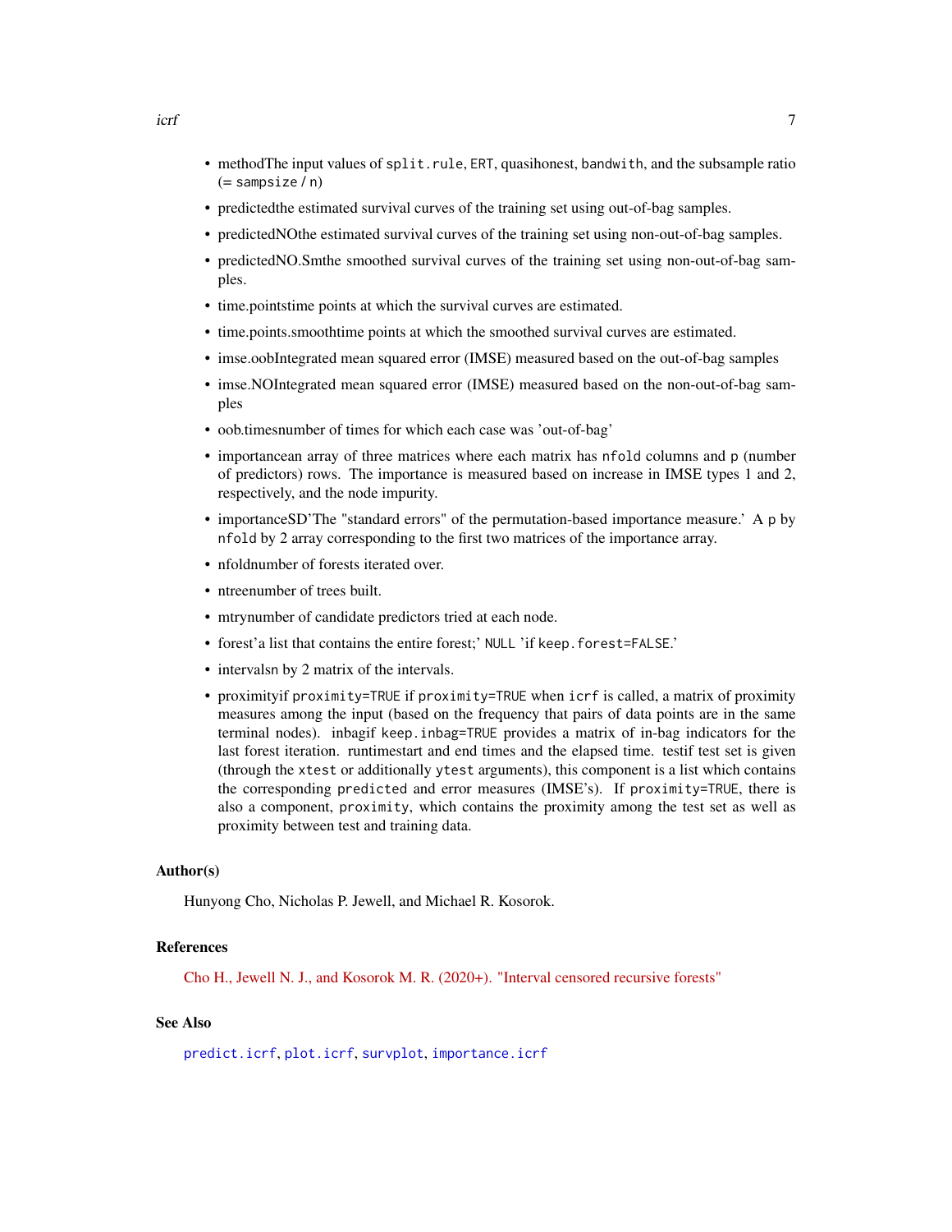- methodThe input values of `split.rule`, `ERT`, quasihonest, `bandwith`, and the subsample ratio (= `sampsize` / `n`)
- predictedthe estimated survival curves of the training set using out-of-bag samples.
- predictedNOthe estimated survival curves of the training set using non-out-of-bag samples.
- predictedNO.Smthe smoothed survival curves of the training set using non-out-of-bag samples.
- time.pointstime points at which the survival curves are estimated.
- time.points.smoothtime points at which the smoothed survival curves are estimated.
- imse.oobIntegrated mean squared error (IMSE) measured based on the out-of-bag samples
- imse.NOIntegrated mean squared error (IMSE) measured based on the non-out-of-bag samples
- oob.timesnumber of times for which each case was 'out-of-bag'
- importancean array of three matrices where each matrix has `nfold` columns and `p` (number of predictors) rows. The importance is measured based on increase in IMSE types 1 and 2, respectively, and the node impurity.
- importanceSD'The "standard errors" of the permutation-based importance measure.' A `p` by `nfold` by 2 array corresponding to the first two matrices of the importance array.
- nfoldnumber of forests iterated over.
- ntreenumber of trees built.
- mtrynumber of candidate predictors tried at each node.
- forest'a list that contains the entire forest;' `NULL` 'if `keep.forest=FALSE`.'
- intervalsn by 2 matrix of the intervals.
- proximityif `proximity=TRUE` if `proximity=TRUE` when `icrf` is called, a matrix of proximity measures among the input (based on the frequency that pairs of data points are in the same terminal nodes). inbagif `keep.inbag=TRUE` provides a matrix of in-bag indicators for the last forest iteration. runtimestart and end times and the elapsed time. testif test set is given (through the `xtest` or additionally `ytest` arguments), this component is a list which contains the corresponding `predicted` and error measures (IMSE's). If `proximity=TRUE`, there is also a component, `proximity`, which contains the proximity among the test set as well as proximity between test and training data.

## Author(s)

Hunyong Cho, Nicholas P. Jewell, and Michael R. Kosorok.

## References

Cho H., Jewell N. J., and Kosorok M. R. (2020+). "Interval censored recursive forests"

## See Also

`predict.icrf`, `plot.icrf`, `survplot`, `importance.icrf`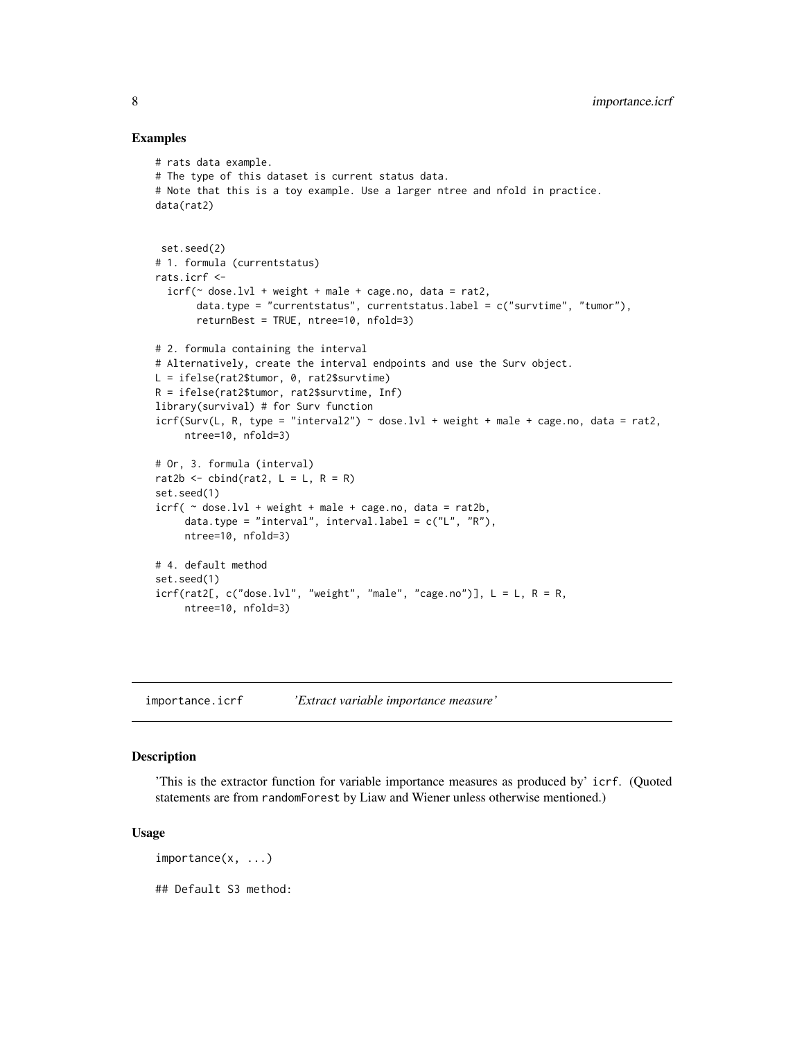## Examples

```
# rats data example.
# The type of this dataset is current status data.
# Note that this is a toy example. Use a larger ntree and nfold in practice.
data(rat2)


 set.seed(2)
# 1. formula (currentstatus)
rats.icrf <-
  icrf(~ dose.lvl + weight + male + cage.no, data = rat2,
       data.type = "currentstatus", currentstatus.label = c("survtime", "tumor"),
       returnBest = TRUE, ntree=10, nfold=3)

# 2. formula containing the interval
# Alternatively, create the interval endpoints and use the Surv object.
L = ifelse(rat2$tumor, 0, rat2$survtime)
R = ifelse(rat2$tumor, rat2$survtime, Inf)
library(survival) # for Surv function
icrf(Surv(L, R, type = "interval2") ~ dose.lvl + weight + male + cage.no, data = rat2,
     ntree=10, nfold=3)

# Or, 3. formula (interval)
rat2b <- cbind(rat2, L = L, R = R)
set.seed(1)
icrf( ~ dose.lvl + weight + male + cage.no, data = rat2b,
     data.type = "interval", interval.label = c("L", "R"),
     ntree=10, nfold=3)

# 4. default method
set.seed(1)
icrf(rat2[, c("dose.lvl", "weight", "male", "cage.no")], L = L, R = R,
     ntree=10, nfold=3)
```

---

# importance.icrf *'Extract variable importance measure'*

---

## Description

'This is the extractor function for variable importance measures as produced by' `icrf`. (Quoted statements are from `randomForest` by Liaw and Wiener unless otherwise mentioned.)

## Usage

```
importance(x, ...)

## Default S3 method:
```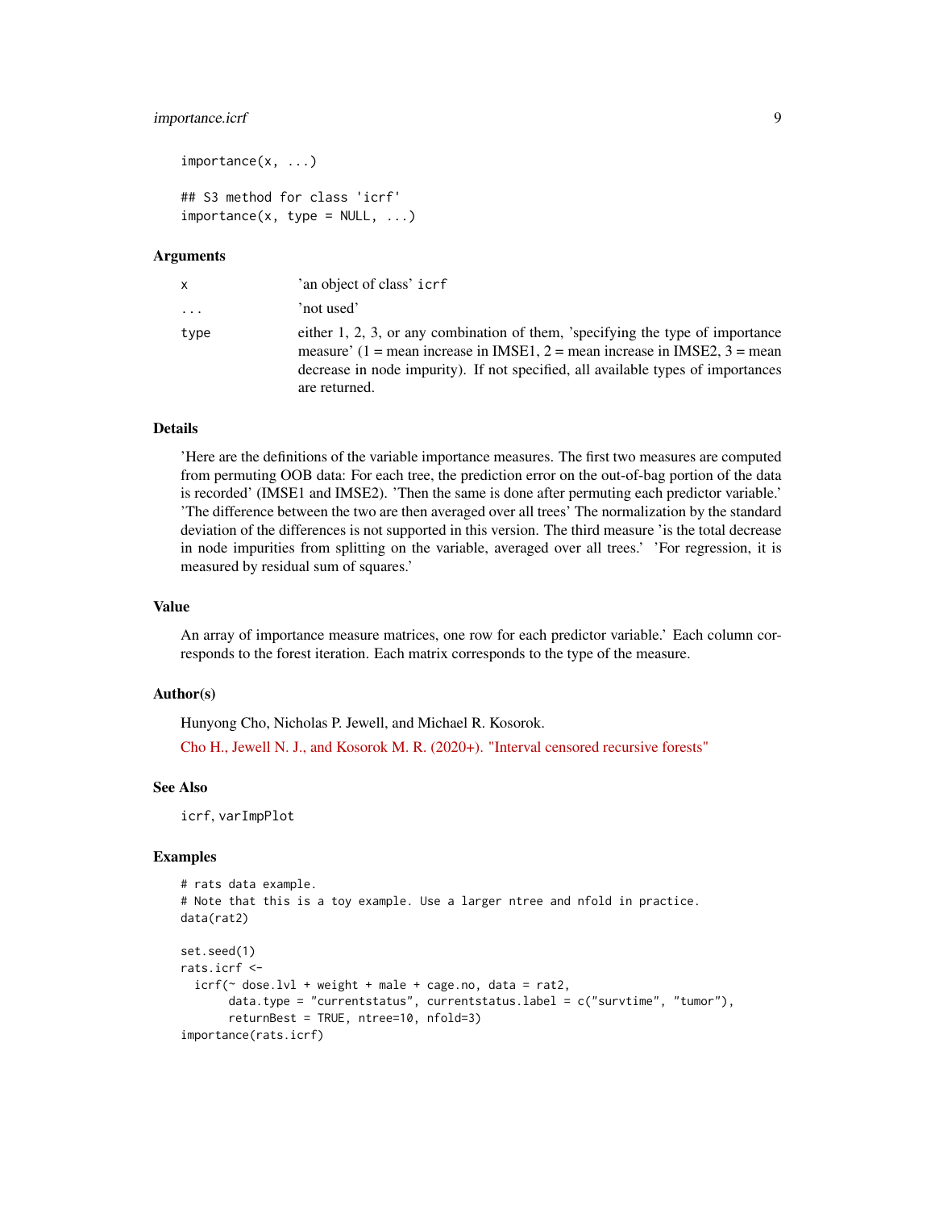```
importance(x, ...)

## S3 method for class 'icrf'
importance(x, type = NULL, ...)
```

### Arguments

| | |
|---|---|
| x | 'an object of class' icrf |
| ... | 'not used' |
| type | either 1, 2, 3, or any combination of them, 'specifying the type of importance measure' (1 = mean increase in IMSE1, 2 = mean increase in IMSE2, 3 = mean decrease in node impurity). If not specified, all available types of importances are returned. |

### Details

'Here are the definitions of the variable importance measures. The first two measures are computed from permuting OOB data: For each tree, the prediction error on the out-of-bag portion of the data is recorded' (IMSE1 and IMSE2). 'Then the same is done after permuting each predictor variable.' 'The difference between the two are then averaged over all trees' The normalization by the standard deviation of the differences is not supported in this version. The third measure 'is the total decrease in node impurities from splitting on the variable, averaged over all trees.' 'For regression, it is measured by residual sum of squares.'

### Value

An array of importance measure matrices, one row for each predictor variable.' Each column corresponds to the forest iteration. Each matrix corresponds to the type of the measure.

### Author(s)

Hunyong Cho, Nicholas P. Jewell, and Michael R. Kosorok.

Cho H., Jewell N. J., and Kosorok M. R. (2020+). "Interval censored recursive forests"

### See Also

icrf, varImpPlot

### Examples

```
# rats data example.
# Note that this is a toy example. Use a larger ntree and nfold in practice.
data(rat2)

set.seed(1)
rats.icrf <-
  icrf(~ dose.lvl + weight + male + cage.no, data = rat2,
       data.type = "currentstatus", currentstatus.label = c("survtime", "tumor"),
       returnBest = TRUE, ntree=10, nfold=3)
importance(rats.icrf)
```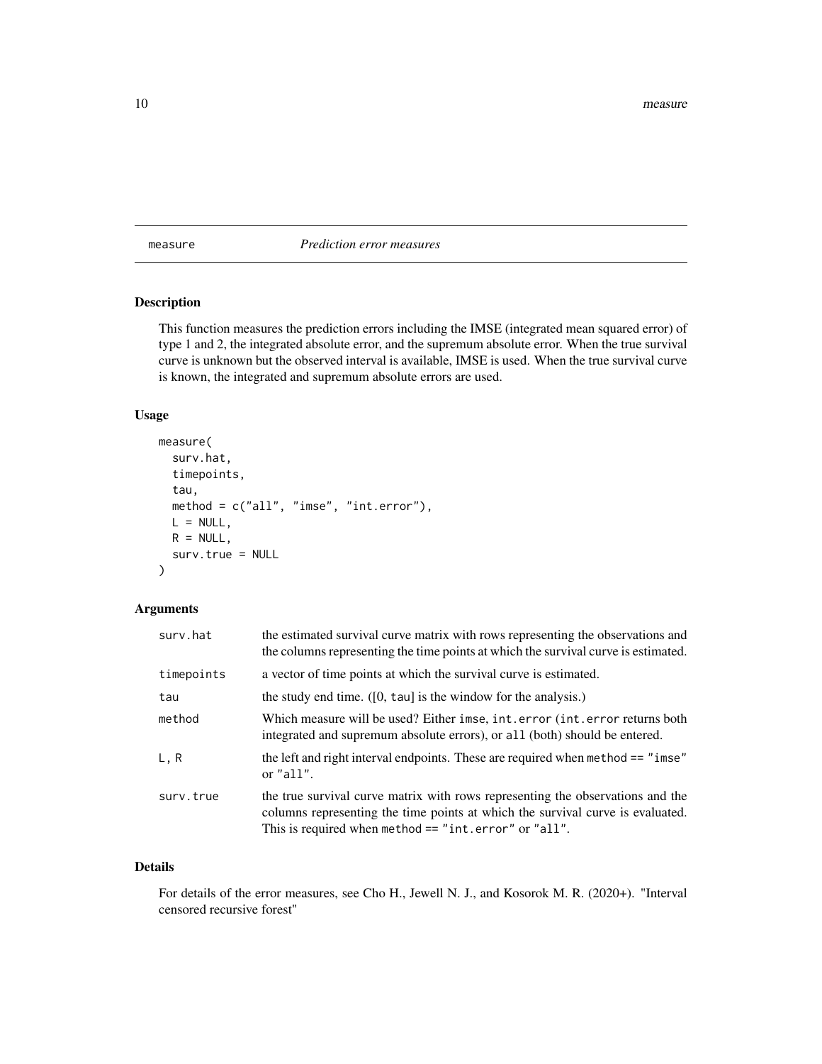# measure *Prediction error measures*

## Description

This function measures the prediction errors including the IMSE (integrated mean squared error) of type 1 and 2, the integrated absolute error, and the supremum absolute error. When the true survival curve is unknown but the observed interval is available, IMSE is used. When the true survival curve is known, the integrated and supremum absolute errors are used.

## Usage

```
measure(
  surv.hat,
  timepoints,
  tau,
  method = c("all", "imse", "int.error"),
  L = NULL,
  R = NULL,
  surv.true = NULL
)
```

## Arguments

| | |
|---|---|
| `surv.hat` | the estimated survival curve matrix with rows representing the observations and the columns representing the time points at which the survival curve is estimated. |
| `timepoints` | a vector of time points at which the survival curve is estimated. |
| `tau` | the study end time. ([0, `tau`] is the window for the analysis.) |
| `method` | Which measure will be used? Either `imse`, `int.error` (`int.error` returns both integrated and supremum absolute errors), or `all` (both) should be entered. |
| `L, R` | the left and right interval endpoints. These are required when `method == "imse"` or `"all"`. |
| `surv.true` | the true survival curve matrix with rows representing the observations and the columns representing the time points at which the survival curve is evaluated. This is required when `method == "int.error"` or `"all"`. |

## Details

For details of the error measures, see Cho H., Jewell N. J., and Kosorok M. R. (2020+). "Interval censored recursive forest"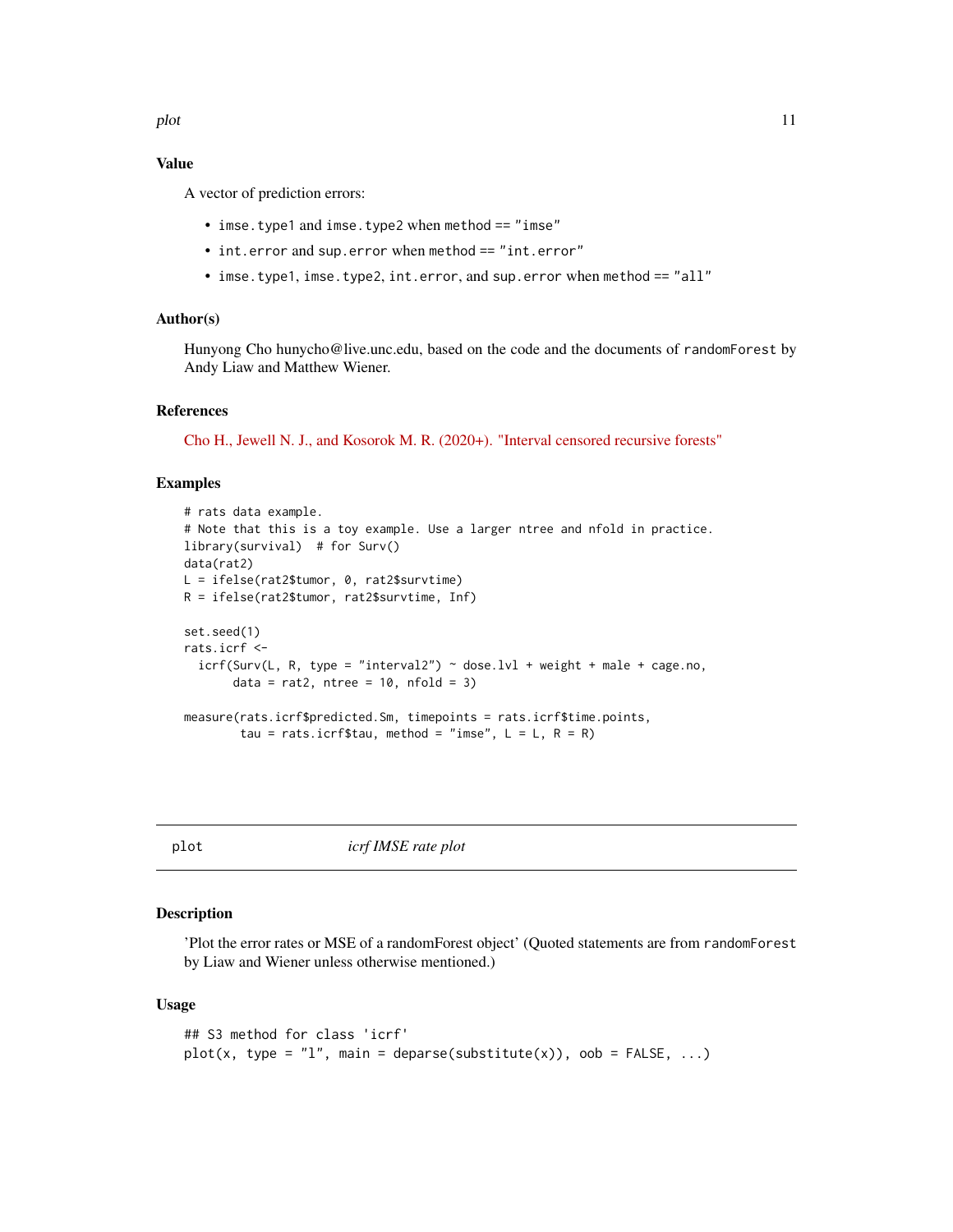### Value

A vector of prediction errors:

- `imse.type1` and `imse.type2` when `method == "imse"`
- `int.error` and `sup.error` when `method == "int.error"`
- `imse.type1`, `imse.type2`, `int.error`, and `sup.error` when `method == "all"`

### Author(s)

Hunyong Cho hunycho@live.unc.edu, based on the code and the documents of `randomForest` by Andy Liaw and Matthew Wiener.

### References

Cho H., Jewell N. J., and Kosorok M. R. (2020+). "Interval censored recursive forests"

### Examples

```
# rats data example.
# Note that this is a toy example. Use a larger ntree and nfold in practice.
library(survival)  # for Surv()
data(rat2)
L = ifelse(rat2$tumor, 0, rat2$survtime)
R = ifelse(rat2$tumor, rat2$survtime, Inf)

set.seed(1)
rats.icrf <-
  icrf(Surv(L, R, type = "interval2") ~ dose.lvl + weight + male + cage.no,
       data = rat2, ntree = 10, nfold = 3)

measure(rats.icrf$predicted.Sm, timepoints = rats.icrf$time.points,
        tau = rats.icrf$tau, method = "imse", L = L, R = R)
```

---

## plot — *icrf IMSE rate plot*

### Description

'Plot the error rates or MSE of a randomForest object' (Quoted statements are from `randomForest` by Liaw and Wiener unless otherwise mentioned.)

### Usage

```
## S3 method for class 'icrf'
plot(x, type = "l", main = deparse(substitute(x)), oob = FALSE, ...)
```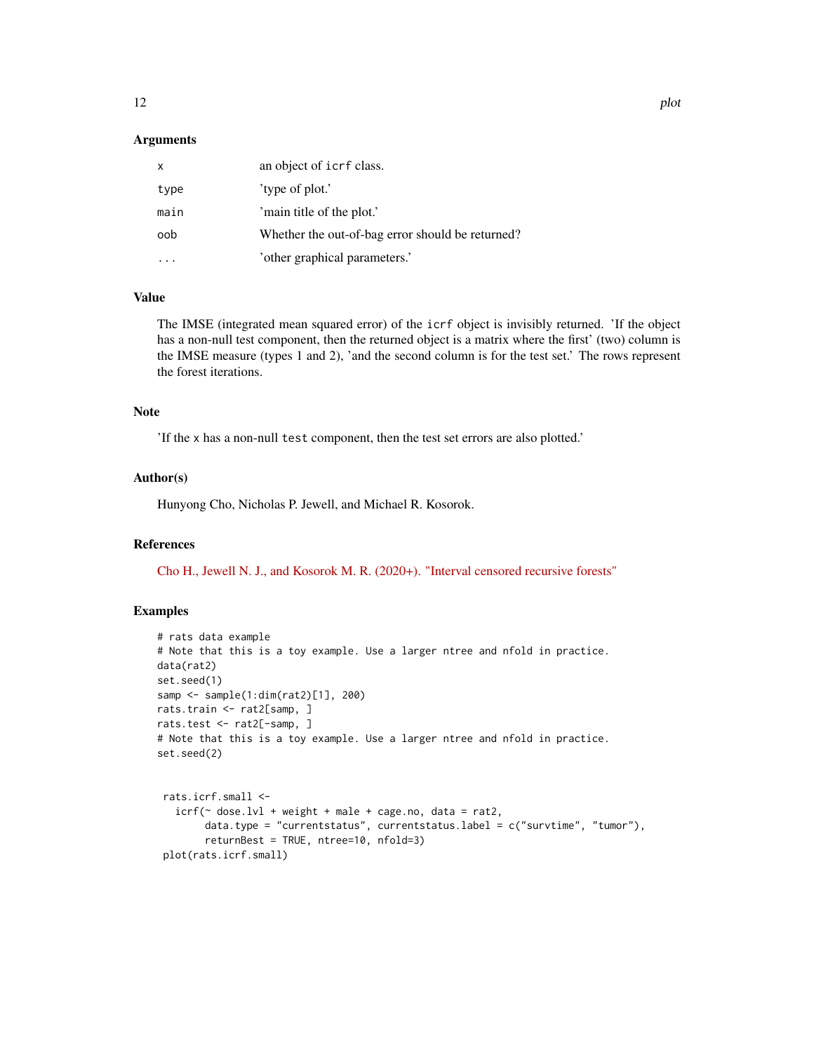### Arguments

| | |
|---|---|
| `x` | an object of `icrf` class. |
| `type` | 'type of plot.' |
| `main` | 'main title of the plot.' |
| `oob` | Whether the out-of-bag error should be returned? |
| `...` | 'other graphical parameters.' |

### Value

The IMSE (integrated mean squared error) of the `icrf` object is invisibly returned. 'If the object has a non-null test component, then the returned object is a matrix where the first' (two) column is the IMSE measure (types 1 and 2), 'and the second column is for the test set.' The rows represent the forest iterations.

### Note

'If the `x` has a non-null `test` component, then the test set errors are also plotted.'

### Author(s)

Hunyong Cho, Nicholas P. Jewell, and Michael R. Kosorok.

### References

Cho H., Jewell N. J., and Kosorok M. R. (2020+). "Interval censored recursive forests"

### Examples

```
# rats data example
# Note that this is a toy example. Use a larger ntree and nfold in practice.
data(rat2)
set.seed(1)
samp <- sample(1:dim(rat2)[1], 200)
rats.train <- rat2[samp, ]
rats.test <- rat2[-samp, ]
# Note that this is a toy example. Use a larger ntree and nfold in practice.
set.seed(2)


 rats.icrf.small <-
   icrf(~ dose.lvl + weight + male + cage.no, data = rat2,
        data.type = "currentstatus", currentstatus.label = c("survtime", "tumor"),
        returnBest = TRUE, ntree=10, nfold=3)
 plot(rats.icrf.small)
```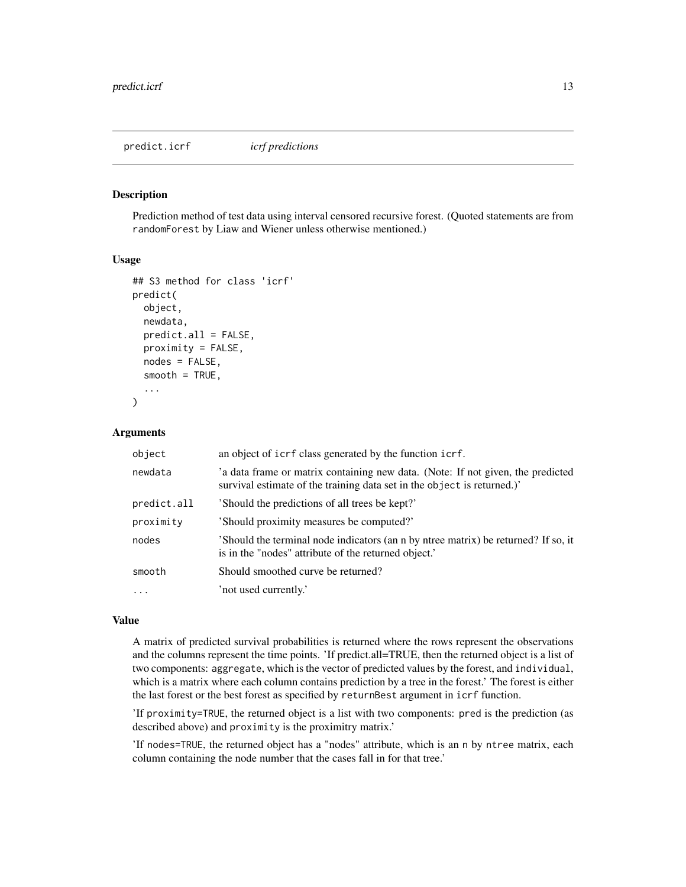predict.icrf *icrf predictions*

## Description

Prediction method of test data using interval censored recursive forest. (Quoted statements are from `randomForest` by Liaw and Wiener unless otherwise mentioned.)

## Usage

```
## S3 method for class 'icrf'
predict(
  object,
  newdata,
  predict.all = FALSE,
  proximity = FALSE,
  nodes = FALSE,
  smooth = TRUE,
  ...
)
```

## Arguments

| | |
|---|---|
| `object` | an object of `icrf` class generated by the function `icrf`. |
| `newdata` | 'a data frame or matrix containing new data. (Note: If not given, the predicted survival estimate of the training data set in the `object` is returned.)' |
| `predict.all` | 'Should the predictions of all trees be kept?' |
| `proximity` | 'Should proximity measures be computed?' |
| `nodes` | 'Should the terminal node indicators (an n by ntree matrix) be returned? If so, it is in the "nodes" attribute of the returned object.' |
| `smooth` | Should smoothed curve be returned? |
| `...` | 'not used currently.' |

## Value

A matrix of predicted survival probabilities is returned where the rows represent the observations and the columns represent the time points. 'If predict.all=TRUE, then the returned object is a list of two components: `aggregate`, which is the vector of predicted values by the forest, and `individual`, which is a matrix where each column contains prediction by a tree in the forest.' The forest is either the last forest or the best forest as specified by `returnBest` argument in `icrf` function.

'If `proximity=TRUE`, the returned object is a list with two components: `pred` is the prediction (as described above) and `proximity` is the proximitry matrix.'

'If `nodes=TRUE`, the returned object has a "nodes" attribute, which is an `n` by `ntree` matrix, each column containing the node number that the cases fall in for that tree.'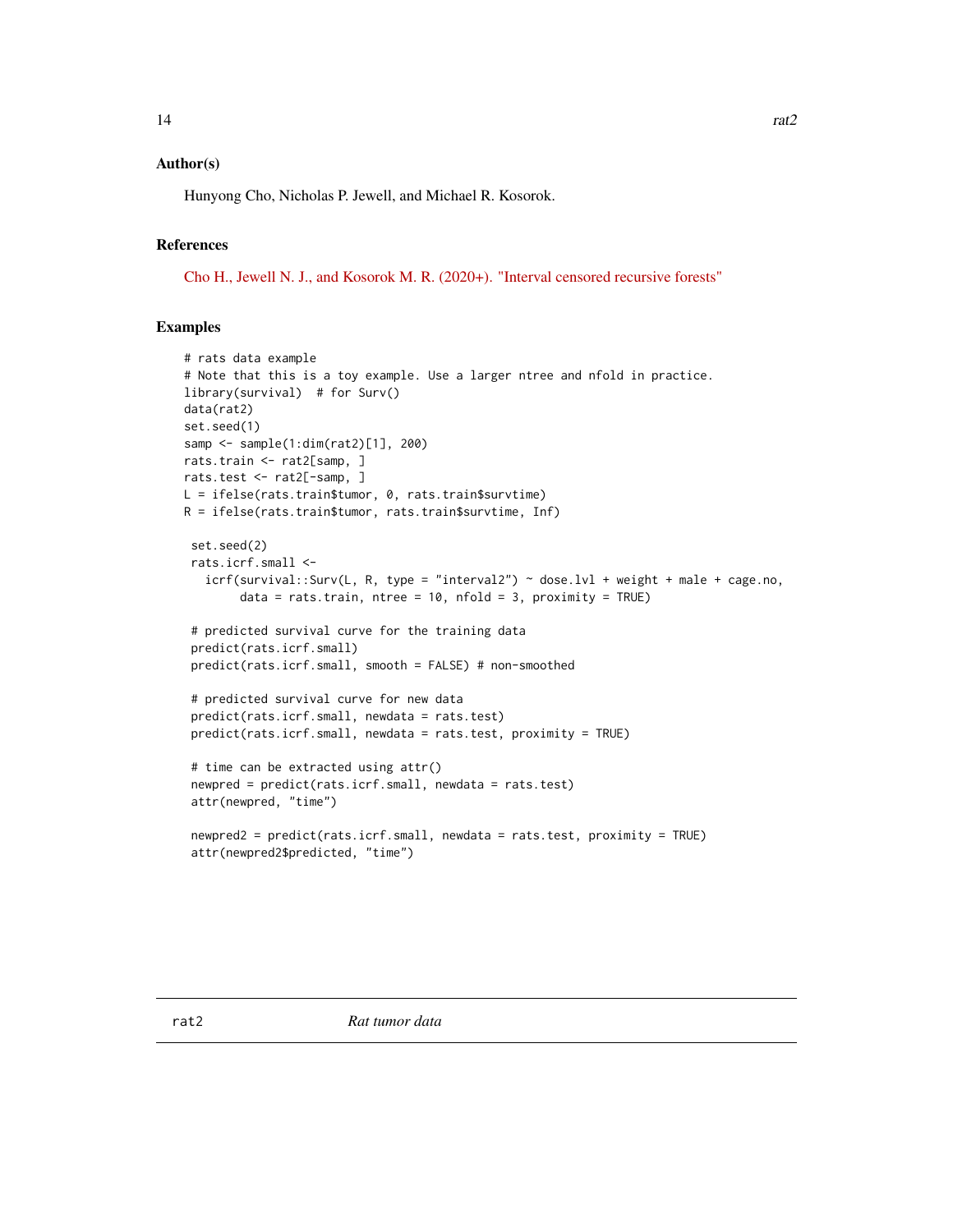### Author(s)

Hunyong Cho, Nicholas P. Jewell, and Michael R. Kosorok.

### References

Cho H., Jewell N. J., and Kosorok M. R. (2020+). "Interval censored recursive forests"

### Examples

```
# rats data example
# Note that this is a toy example. Use a larger ntree and nfold in practice.
library(survival)  # for Surv()
data(rat2)
set.seed(1)
samp <- sample(1:dim(rat2)[1], 200)
rats.train <- rat2[samp, ]
rats.test <- rat2[-samp, ]
L = ifelse(rats.train$tumor, 0, rats.train$survtime)
R = ifelse(rats.train$tumor, rats.train$survtime, Inf)

 set.seed(2)
 rats.icrf.small <-
   icrf(survival::Surv(L, R, type = "interval2") ~ dose.lvl + weight + male + cage.no,
        data = rats.train, ntree = 10, nfold = 3, proximity = TRUE)

 # predicted survival curve for the training data
 predict(rats.icrf.small)
 predict(rats.icrf.small, smooth = FALSE) # non-smoothed

 # predicted survival curve for new data
 predict(rats.icrf.small, newdata = rats.test)
 predict(rats.icrf.small, newdata = rats.test, proximity = TRUE)

 # time can be extracted using attr()
 newpred = predict(rats.icrf.small, newdata = rats.test)
 attr(newpred, "time")

 newpred2 = predict(rats.icrf.small, newdata = rats.test, proximity = TRUE)
 attr(newpred2$predicted, "time")
```

---

## rat2 *Rat tumor data*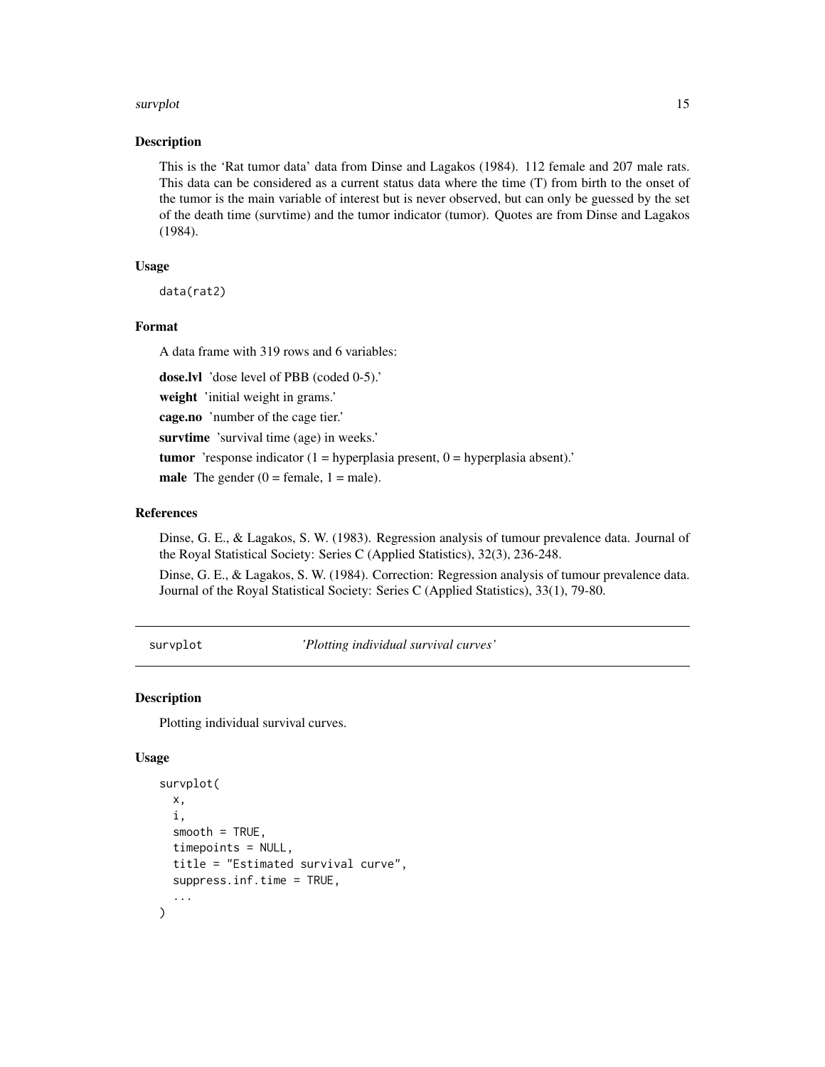## Description

This is the 'Rat tumor data' data from Dinse and Lagakos (1984). 112 female and 207 male rats. This data can be considered as a current status data where the time (T) from birth to the onset of the tumor is the main variable of interest but is never observed, but can only be guessed by the set of the death time (survtime) and the tumor indicator (tumor). Quotes are from Dinse and Lagakos (1984).

## Usage

```
data(rat2)
```

## Format

A data frame with 319 rows and 6 variables:

**dose.lvl** 'dose level of PBB (coded 0-5).'

**weight** 'initial weight in grams.'

**cage.no** 'number of the cage tier.'

**survtime** 'survival time (age) in weeks.'

**tumor** 'response indicator (1 = hyperplasia present, 0 = hyperplasia absent).'

**male** The gender (0 = female, 1 = male).

## References

Dinse, G. E., & Lagakos, S. W. (1983). Regression analysis of tumour prevalence data. Journal of the Royal Statistical Society: Series C (Applied Statistics), 32(3), 236-248.

Dinse, G. E., & Lagakos, S. W. (1984). Correction: Regression analysis of tumour prevalence data. Journal of the Royal Statistical Society: Series C (Applied Statistics), 33(1), 79-80.

---

# survplot *'Plotting individual survival curves'*

## Description

Plotting individual survival curves.

## Usage

```
survplot(
  x,
  i,
  smooth = TRUE,
  timepoints = NULL,
  title = "Estimated survival curve",
  suppress.inf.time = TRUE,
  ...
)
```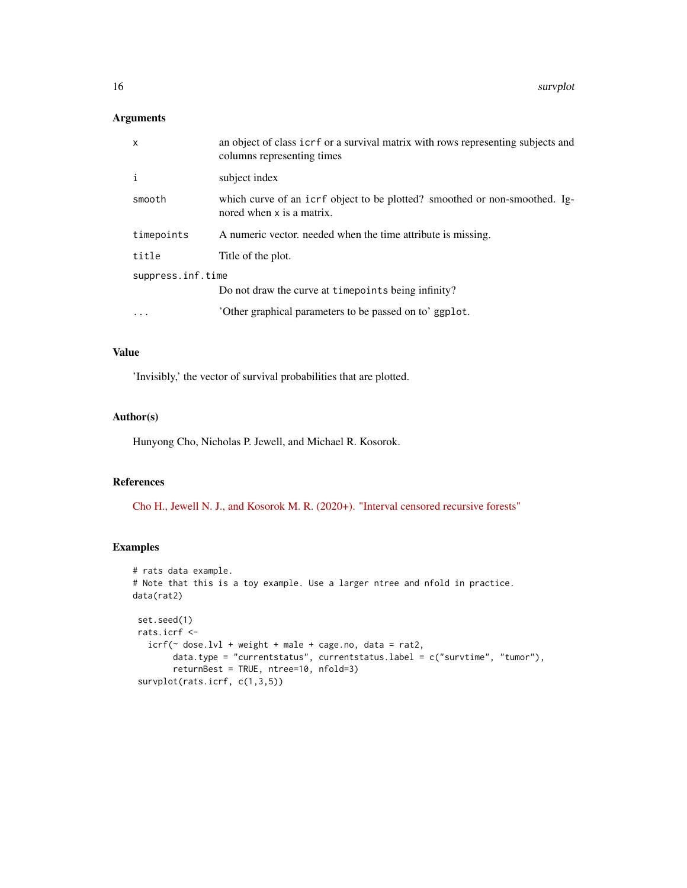### Arguments

| | |
|---|---|
| `x` | an object of class `icrf` or a survival matrix with rows representing subjects and columns representing times |
| `i` | subject index |
| `smooth` | which curve of an `icrf` object to be plotted? smoothed or non-smoothed. Ignored when `x` is a matrix. |
| `timepoints` | A numeric vector. needed when the time attribute is missing. |
| `title` | Title of the plot. |
| `suppress.inf.time` | Do not draw the curve at `timepoints` being infinity? |
| `...` | 'Other graphical parameters to be passed on to' `ggplot`. |

### Value

'Invisibly,' the vector of survival probabilities that are plotted.

### Author(s)

Hunyong Cho, Nicholas P. Jewell, and Michael R. Kosorok.

### References

Cho H., Jewell N. J., and Kosorok M. R. (2020+). "Interval censored recursive forests"

### Examples

```
# rats data example.
# Note that this is a toy example. Use a larger ntree and nfold in practice.
data(rat2)

 set.seed(1)
 rats.icrf <-
   icrf(~ dose.lvl + weight + male + cage.no, data = rat2,
        data.type = "currentstatus", currentstatus.label = c("survtime", "tumor"),
        returnBest = TRUE, ntree=10, nfold=3)
 survplot(rats.icrf, c(1,3,5))
```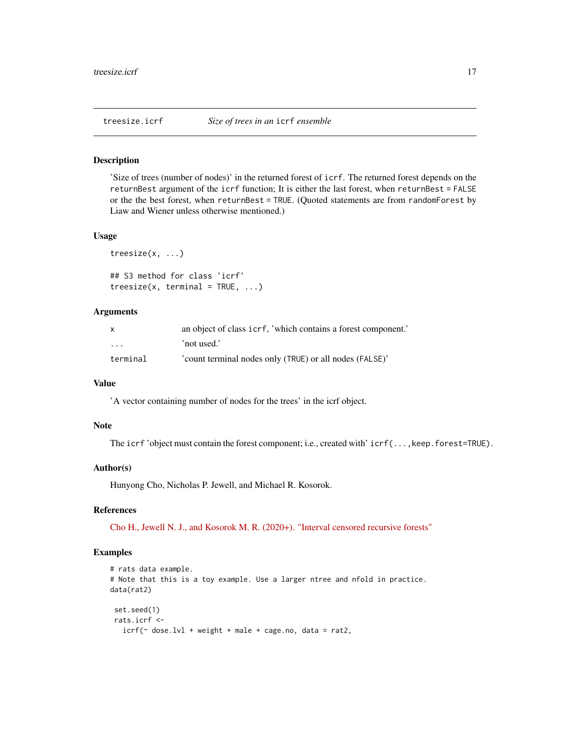## treesize.icrf — *Size of trees in an* `icrf` *ensemble*

### Description

'Size of trees (number of nodes)' in the returned forest of `icrf`. The returned forest depends on the `returnBest` argument of the `icrf` function; It is either the last forest, when `returnBest = FALSE` or the the best forest, when `returnBest = TRUE`. (Quoted statements are from `randomForest` by Liaw and Wiener unless otherwise mentioned.)

### Usage

```
treesize(x, ...)

## S3 method for class 'icrf'
treesize(x, terminal = TRUE, ...)
```

### Arguments

| | |
|---|---|
| `x` | an object of class `icrf`, 'which contains a forest component.' |
| `...` | 'not used.' |
| `terminal` | 'count terminal nodes only (`TRUE`) or all nodes (`FALSE`)' |

### Value

'A vector containing number of nodes for the trees' in the icrf object.

### Note

The `icrf` 'object must contain the forest component; i.e., created with' `icrf(...,keep.forest=TRUE)`.

### Author(s)

Hunyong Cho, Nicholas P. Jewell, and Michael R. Kosorok.

### References

Cho H., Jewell N. J., and Kosorok M. R. (2020+). "Interval censored recursive forests"

### Examples

```
# rats data example.
# Note that this is a toy example. Use a larger ntree and nfold in practice.
data(rat2)

 set.seed(1)
 rats.icrf <-
   icrf(~ dose.lvl + weight + male + cage.no, data = rat2,
```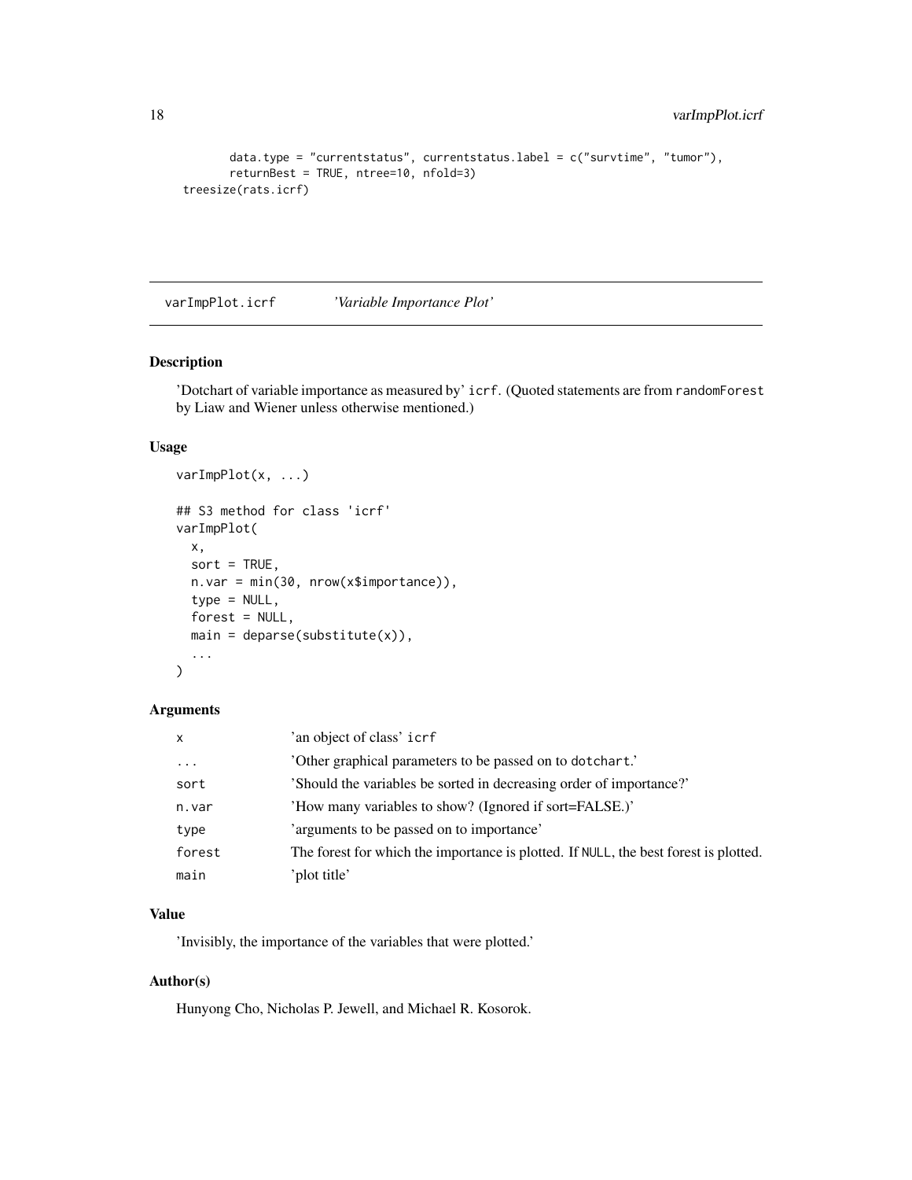```
        data.type = "currentstatus", currentstatus.label = c("survtime", "tumor"),
        returnBest = TRUE, ntree=10, nfold=3)
treesize(rats.icrf)
```

## varImpPlot.icrf *'Variable Importance Plot'*

### Description

'Dotchart of variable importance as measured by' `icrf`. (Quoted statements are from `randomForest` by Liaw and Wiener unless otherwise mentioned.)

### Usage

```
varImpPlot(x, ...)

## S3 method for class 'icrf'
varImpPlot(
  x,
  sort = TRUE,
  n.var = min(30, nrow(x$importance)),
  type = NULL,
  forest = NULL,
  main = deparse(substitute(x)),
  ...
)
```

### Arguments

| | |
|---|---|
| `x` | 'an object of class' `icrf` |
| `...` | 'Other graphical parameters to be passed on to `dotchart`.' |
| `sort` | 'Should the variables be sorted in decreasing order of importance?' |
| `n.var` | 'How many variables to show? (Ignored if sort=FALSE.)' |
| `type` | 'arguments to be passed on to importance' |
| `forest` | The forest for which the importance is plotted. If `NULL`, the best forest is plotted. |
| `main` | 'plot title' |

### Value

'Invisibly, the importance of the variables that were plotted.'

### Author(s)

Hunyong Cho, Nicholas P. Jewell, and Michael R. Kosorok.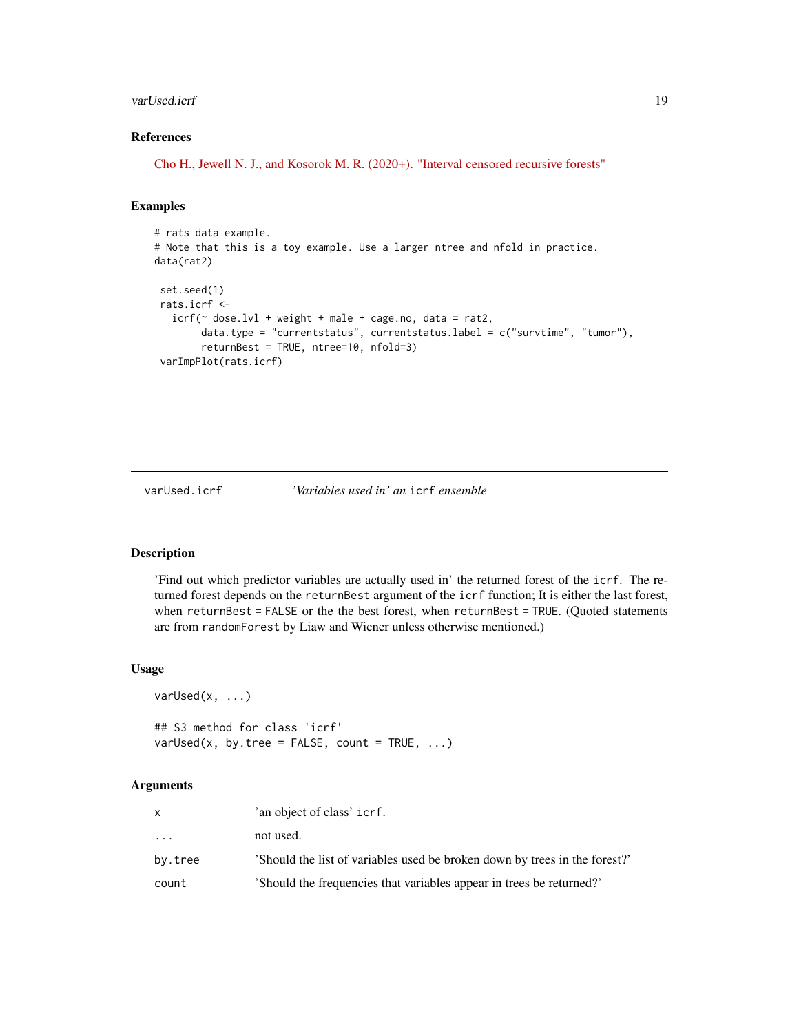### References

Cho H., Jewell N. J., and Kosorok M. R. (2020+). "Interval censored recursive forests"

### Examples

```
# rats data example.
# Note that this is a toy example. Use a larger ntree and nfold in practice.
data(rat2)

 set.seed(1)
 rats.icrf <-
   icrf(~ dose.lvl + weight + male + cage.no, data = rat2,
        data.type = "currentstatus", currentstatus.label = c("survtime", "tumor"),
        returnBest = TRUE, ntree=10, nfold=3)
 varImpPlot(rats.icrf)
```

---

## varUsed.icrf — *'Variables used in' an* `icrf` *ensemble*

---

### Description

'Find out which predictor variables are actually used in' the returned forest of the `icrf`. The returned forest depends on the `returnBest` argument of the `icrf` function; It is either the last forest, when `returnBest = FALSE` or the the best forest, when `returnBest = TRUE`. (Quoted statements are from `randomForest` by Liaw and Wiener unless otherwise mentioned.)

### Usage

```
varUsed(x, ...)

## S3 method for class 'icrf'
varUsed(x, by.tree = FALSE, count = TRUE, ...)
```

### Arguments

| | |
|---|---|
| `x` | 'an object of class' `icrf`. |
| `...` | not used. |
| `by.tree` | 'Should the list of variables used be broken down by trees in the forest?' |
| `count` | 'Should the frequencies that variables appear in trees be returned?' |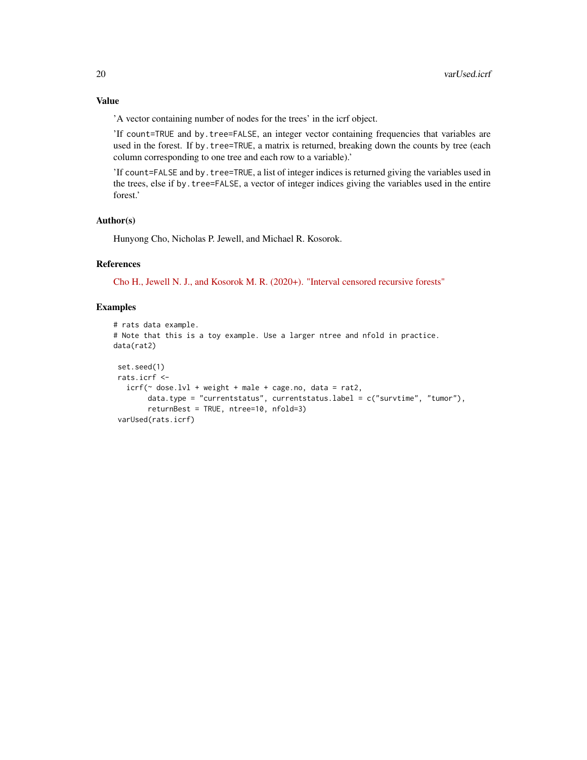## Value

'A vector containing number of nodes for the trees' in the icrf object.

'If `count=TRUE` and `by.tree=FALSE`, an integer vector containing frequencies that variables are used in the forest. If `by.tree=TRUE`, a matrix is returned, breaking down the counts by tree (each column corresponding to one tree and each row to a variable).'

'If `count=FALSE` and `by.tree=TRUE`, a list of integer indices is returned giving the variables used in the trees, else if `by.tree=FALSE`, a vector of integer indices giving the variables used in the entire forest.'

## Author(s)

Hunyong Cho, Nicholas P. Jewell, and Michael R. Kosorok.

## References

Cho H., Jewell N. J., and Kosorok M. R. (2020+). "Interval censored recursive forests"

## Examples

```
# rats data example.
# Note that this is a toy example. Use a larger ntree and nfold in practice.
data(rat2)

 set.seed(1)
 rats.icrf <-
   icrf(~ dose.lvl + weight + male + cage.no, data = rat2,
        data.type = "currentstatus", currentstatus.label = c("survtime", "tumor"),
        returnBest = TRUE, ntree=10, nfold=3)
 varUsed(rats.icrf)
```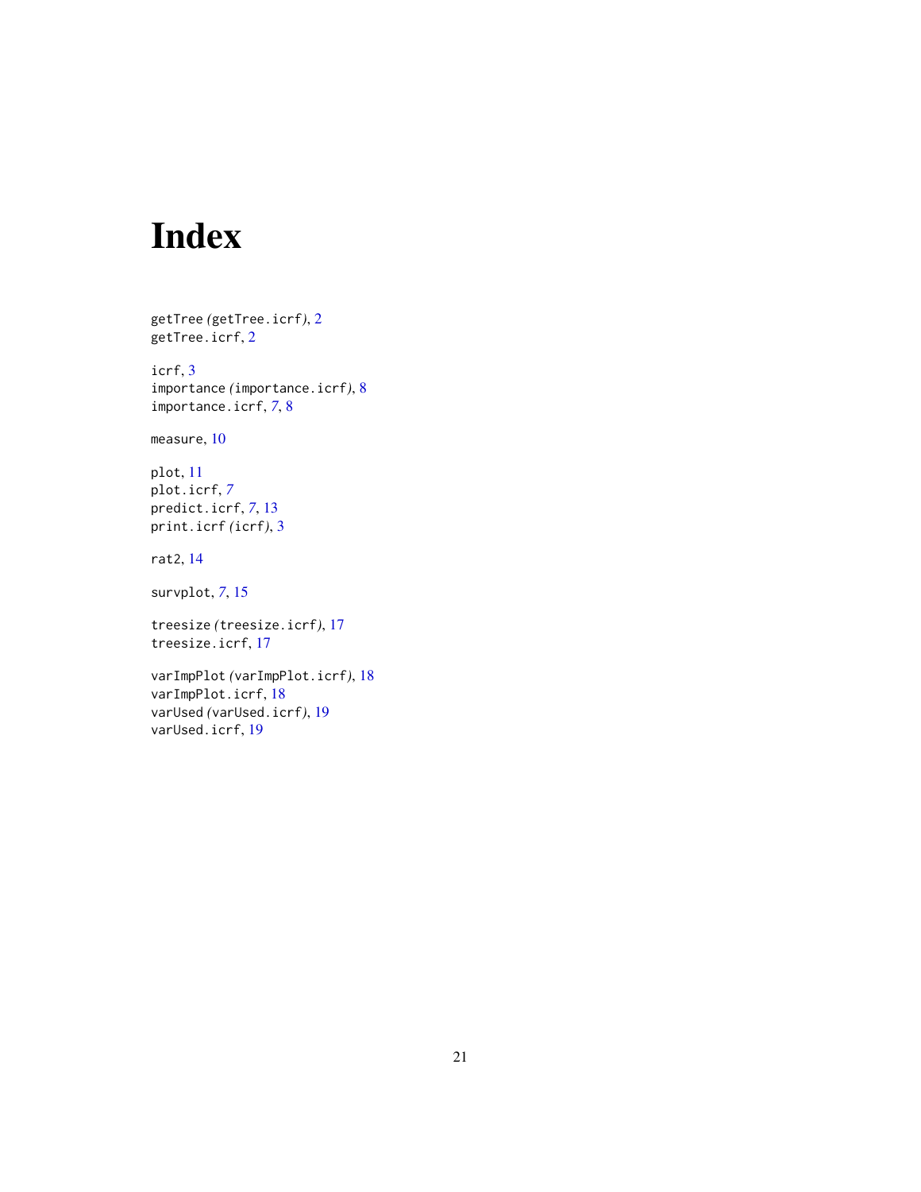# Index

getTree (getTree.icrf), 2
getTree.icrf, 2

icrf, 3
importance (importance.icrf), 8
importance.icrf, *7*, 8

measure, 10

plot, 11
plot.icrf, *7*
predict.icrf, *7*, 13
print.icrf (icrf), 3

rat2, 14

survplot, *7*, 15

treesize (treesize.icrf), 17
treesize.icrf, 17

varImpPlot (varImpPlot.icrf), 18
varImpPlot.icrf, 18
varUsed (varUsed.icrf), 19
varUsed.icrf, 19